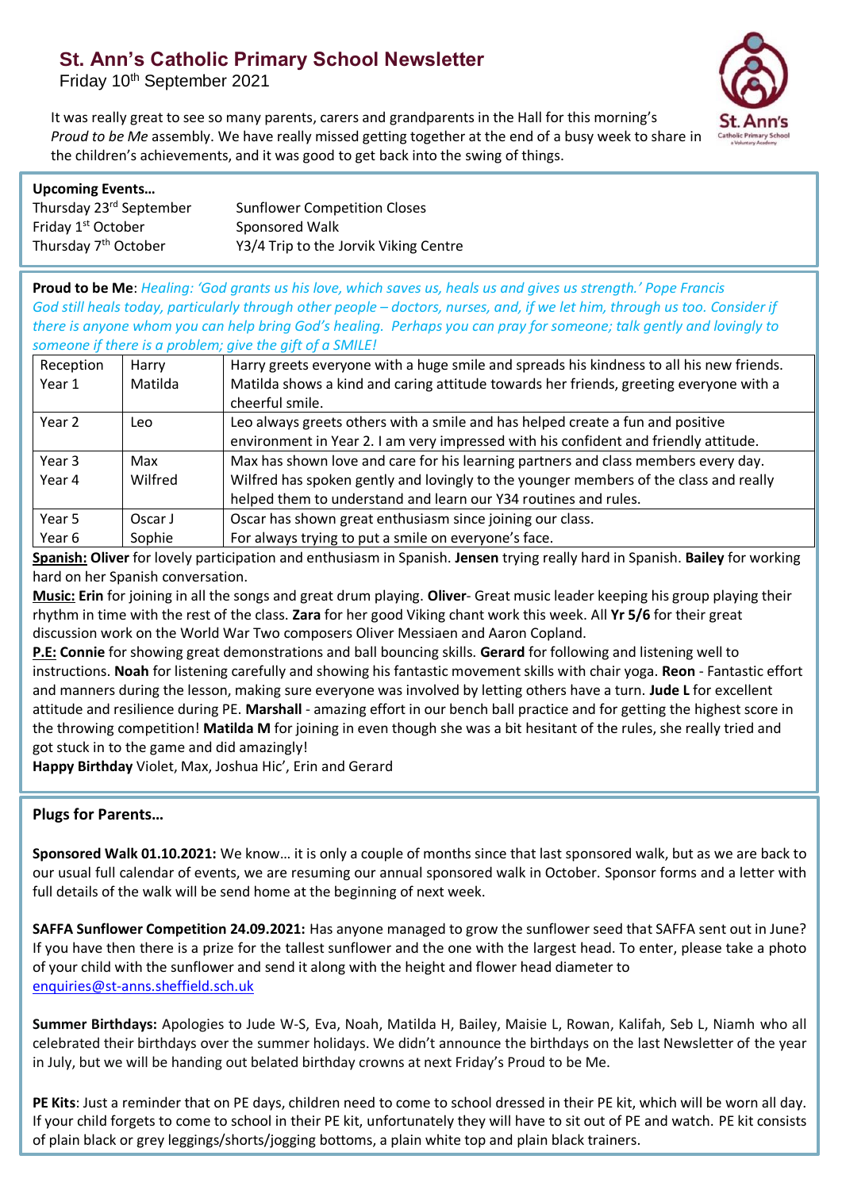# St. Ann's Catholic Primary School Newsletter

Friday 10th September 2021

It was really great to see so many parents, carers and grandparents in the Hall for this morning's *Proud to be Me* assembly. We have really missed getting together at the end of a busy week to share in the children's achievements, and it was good to get back into the swing of things.

**Upcoming Events…**

| | |
|---|---|
| Thursday 23rd September | Sunflower Competition Closes |
| Friday 1st October | Sponsored Walk |
| Thursday 7th October | Y3/4 Trip to the Jorvik Viking Centre |

**Proud to be Me**: *Healing: 'God grants us his love, which saves us, heals us and gives us strength.' Pope Francis God still heals today, particularly through other people – doctors, nurses, and, if we let him, through us too. Consider if there is anyone whom you can help bring God's healing. Perhaps you can pray for someone; talk gently and lovingly to someone if there is a problem; give the gift of a SMILE!*

| | | |
|---|---|---|
| Reception | Harry | Harry greets everyone with a huge smile and spreads his kindness to all his new friends. |
| Year 1 | Matilda | Matilda shows a kind and caring attitude towards her friends, greeting everyone with a cheerful smile. |
| Year 2 | Leo | Leo always greets others with a smile and has helped create a fun and positive environment in Year 2. I am very impressed with his confident and friendly attitude. |
| Year 3 | Max | Max has shown love and care for his learning partners and class members every day. |
| Year 4 | Wilfred | Wilfred has spoken gently and lovingly to the younger members of the class and really helped them to understand and learn our Y34 routines and rules. |
| Year 5 | Oscar J | Oscar has shown great enthusiasm since joining our class. |
| Year 6 | Sophie | For always trying to put a smile on everyone's face. |

**Spanish:** **Oliver** for lovely participation and enthusiasm in Spanish. **Jensen** trying really hard in Spanish. **Bailey** for working hard on her Spanish conversation.

**Music:** **Erin** for joining in all the songs and great drum playing. **Oliver**- Great music leader keeping his group playing their rhythm in time with the rest of the class. **Zara** for her good Viking chant work this week. All **Yr 5/6** for their great discussion work on the World War Two composers Oliver Messiaen and Aaron Copland.

**P.E:** **Connie** for showing great demonstrations and ball bouncing skills. **Gerard** for following and listening well to instructions. **Noah** for listening carefully and showing his fantastic movement skills with chair yoga. **Reon** - Fantastic effort and manners during the lesson, making sure everyone was involved by letting others have a turn. **Jude L** for excellent attitude and resilience during PE. **Marshall** - amazing effort in our bench ball practice and for getting the highest score in the throwing competition! **Matilda M** for joining in even though she was a bit hesitant of the rules, she really tried and got stuck in to the game and did amazingly!

**Happy Birthday** Violet, Max, Joshua Hic', Erin and Gerard

**Plugs for Parents…**

**Sponsored Walk 01.10.2021:** We know… it is only a couple of months since that last sponsored walk, but as we are back to our usual full calendar of events, we are resuming our annual sponsored walk in October. Sponsor forms and a letter with full details of the walk will be send home at the beginning of next week.

**SAFFA Sunflower Competition 24.09.2021:** Has anyone managed to grow the sunflower seed that SAFFA sent out in June? If you have then there is a prize for the tallest sunflower and the one with the largest head. To enter, please take a photo of your child with the sunflower and send it along with the height and flower head diameter to enquiries@st-anns.sheffield.sch.uk

**Summer Birthdays:** Apologies to Jude W-S, Eva, Noah, Matilda H, Bailey, Maisie L, Rowan, Kalifah, Seb L, Niamh who all celebrated their birthdays over the summer holidays. We didn't announce the birthdays on the last Newsletter of the year in July, but we will be handing out belated birthday crowns at next Friday's Proud to be Me.

**PE Kits**: Just a reminder that on PE days, children need to come to school dressed in their PE kit, which will be worn all day. If your child forgets to come to school in their PE kit, unfortunately they will have to sit out of PE and watch. PE kit consists of plain black or grey leggings/shorts/jogging bottoms, a plain white top and plain black trainers.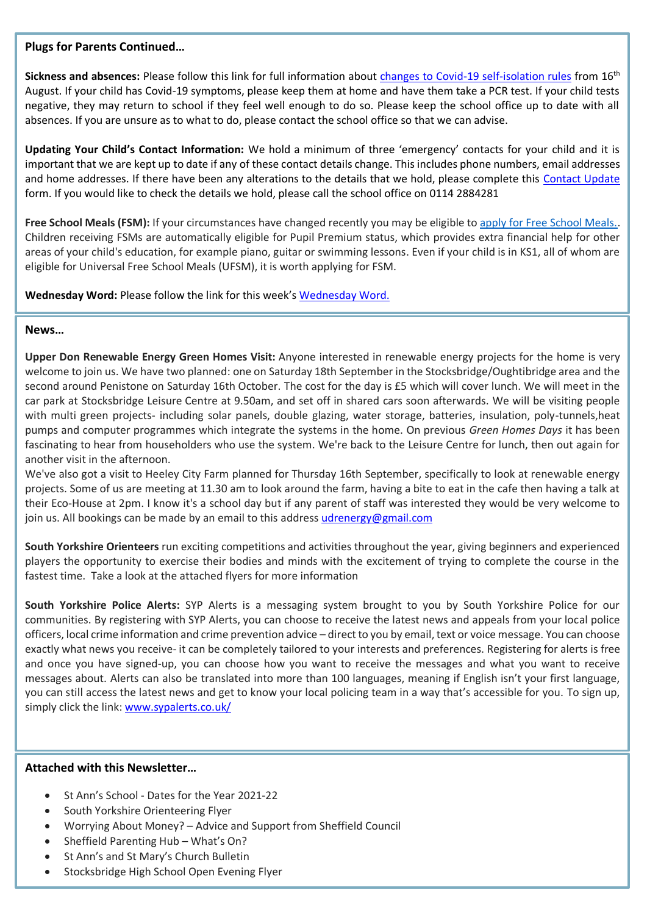## Plugs for Parents Continued…

**Sickness and absences:** Please follow this link for full information about changes to Covid-19 self-isolation rules from 16th August. If your child has Covid-19 symptoms, please keep them at home and have them take a PCR test. If your child tests negative, they may return to school if they feel well enough to do so. Please keep the school office up to date with all absences. If you are unsure as to what to do, please contact the school office so that we can advise.

**Updating Your Child's Contact Information:** We hold a minimum of three 'emergency' contacts for your child and it is important that we are kept up to date if any of these contact details change. This includes phone numbers, email addresses and home addresses. If there have been any alterations to the details that we hold, please complete this Contact Update form. If you would like to check the details we hold, please call the school office on 0114 2884281

**Free School Meals (FSM):** If your circumstances have changed recently you may be eligible to apply for Free School Meals.. Children receiving FSMs are automatically eligible for Pupil Premium status, which provides extra financial help for other areas of your child's education, for example piano, guitar or swimming lessons. Even if your child is in KS1, all of whom are eligible for Universal Free School Meals (UFSM), it is worth applying for FSM.

**Wednesday Word:** Please follow the link for this week's Wednesday Word.

## News…

**Upper Don Renewable Energy Green Homes Visit:** Anyone interested in renewable energy projects for the home is very welcome to join us. We have two planned: one on Saturday 18th September in the Stocksbridge/Oughtibridge area and the second around Penistone on Saturday 16th October. The cost for the day is £5 which will cover lunch. We will meet in the car park at Stocksbridge Leisure Centre at 9.50am, and set off in shared cars soon afterwards. We will be visiting people with multi green projects- including solar panels, double glazing, water storage, batteries, insulation, poly-tunnels,heat pumps and computer programmes which integrate the systems in the home. On previous *Green Homes Days* it has been fascinating to hear from householders who use the system. We're back to the Leisure Centre for lunch, then out again for another visit in the afternoon.
We've also got a visit to Heeley City Farm planned for Thursday 16th September, specifically to look at renewable energy projects. Some of us are meeting at 11.30 am to look around the farm, having a bite to eat in the cafe then having a talk at their Eco-House at 2pm. I know it's a school day but if any parent of staff was interested they would be very welcome to join us. All bookings can be made by an email to this address udrenergy@gmail.com

**South Yorkshire Orienteers** run exciting competitions and activities throughout the year, giving beginners and experienced players the opportunity to exercise their bodies and minds with the excitement of trying to complete the course in the fastest time. Take a look at the attached flyers for more information

**South Yorkshire Police Alerts:** SYP Alerts is a messaging system brought to you by South Yorkshire Police for our communities. By registering with SYP Alerts, you can choose to receive the latest news and appeals from your local police officers, local crime information and crime prevention advice – direct to you by email, text or voice message. You can choose exactly what news you receive- it can be completely tailored to your interests and preferences. Registering for alerts is free and once you have signed-up, you can choose how you want to receive the messages and what you want to receive messages about. Alerts can also be translated into more than 100 languages, meaning if English isn't your first language, you can still access the latest news and get to know your local policing team in a way that's accessible for you. To sign up, simply click the link: www.sypalerts.co.uk/

## Attached with this Newsletter…

- St Ann's School - Dates for the Year 2021-22
- South Yorkshire Orienteering Flyer
- Worrying About Money? – Advice and Support from Sheffield Council
- Sheffield Parenting Hub – What's On?
- St Ann's and St Mary's Church Bulletin
- Stocksbridge High School Open Evening Flyer